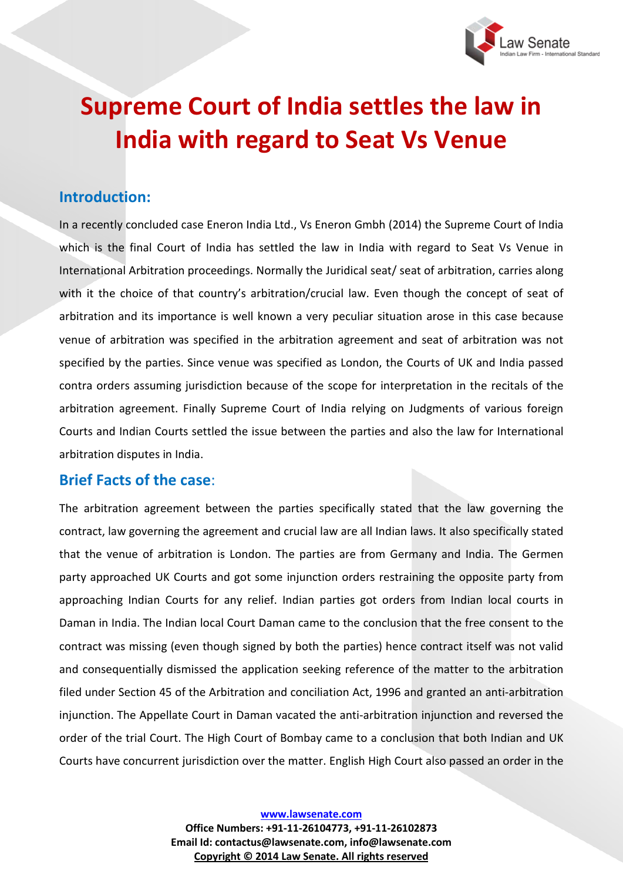# Supreme Court of India settles the law in India with regard to Seat Vs Venue

## Introduction:

In a recently concluded case Eneron India Ltd., Vs Eneron Gmbh (2014) the Supreme Court of India which is the final Court of India has settled the law in India with regard to Seat Vs Venue in International Arbitration proceedings. Normally the Juridical seat/ seat of arbitration, carries along with it the choice of that country's arbitration/crucial law. Even though the concept of seat of arbitration and its importance is well known a very peculiar situation arose in this case because venue of arbitration was specified in the arbitration agreement and seat of arbitration was not specified by the parties. Since venue was specified as London, the Courts of UK and India passed contra orders assuming jurisdiction because of the scope for interpretation in the recitals of the arbitration agreement. Finally Supreme Court of India relying on Judgments of various foreign Courts and Indian Courts settled the issue between the parties and also the law for International arbitration disputes in India.

## Brief Facts of the case:

The arbitration agreement between the parties specifically stated that the law governing the contract, law governing the agreement and crucial law are all Indian laws. It also specifically stated that the venue of arbitration is London. The parties are from Germany and India. The Germen party approached UK Courts and got some injunction orders restraining the opposite party from approaching Indian Courts for any relief. Indian parties got orders from Indian local courts in Daman in India. The Indian local Court Daman came to the conclusion that the free consent to the contract was missing (even though signed by both the parties) hence contract itself was not valid and consequentially dismissed the application seeking reference of the matter to the arbitration filed under Section 45 of the Arbitration and conciliation Act, 1996 and granted an anti-arbitration injunction. The Appellate Court in Daman vacated the anti-arbitration injunction and reversed the order of the trial Court. The High Court of Bombay came to a conclusion that both Indian and UK Courts have concurrent jurisdiction over the matter. English High Court also passed an order in the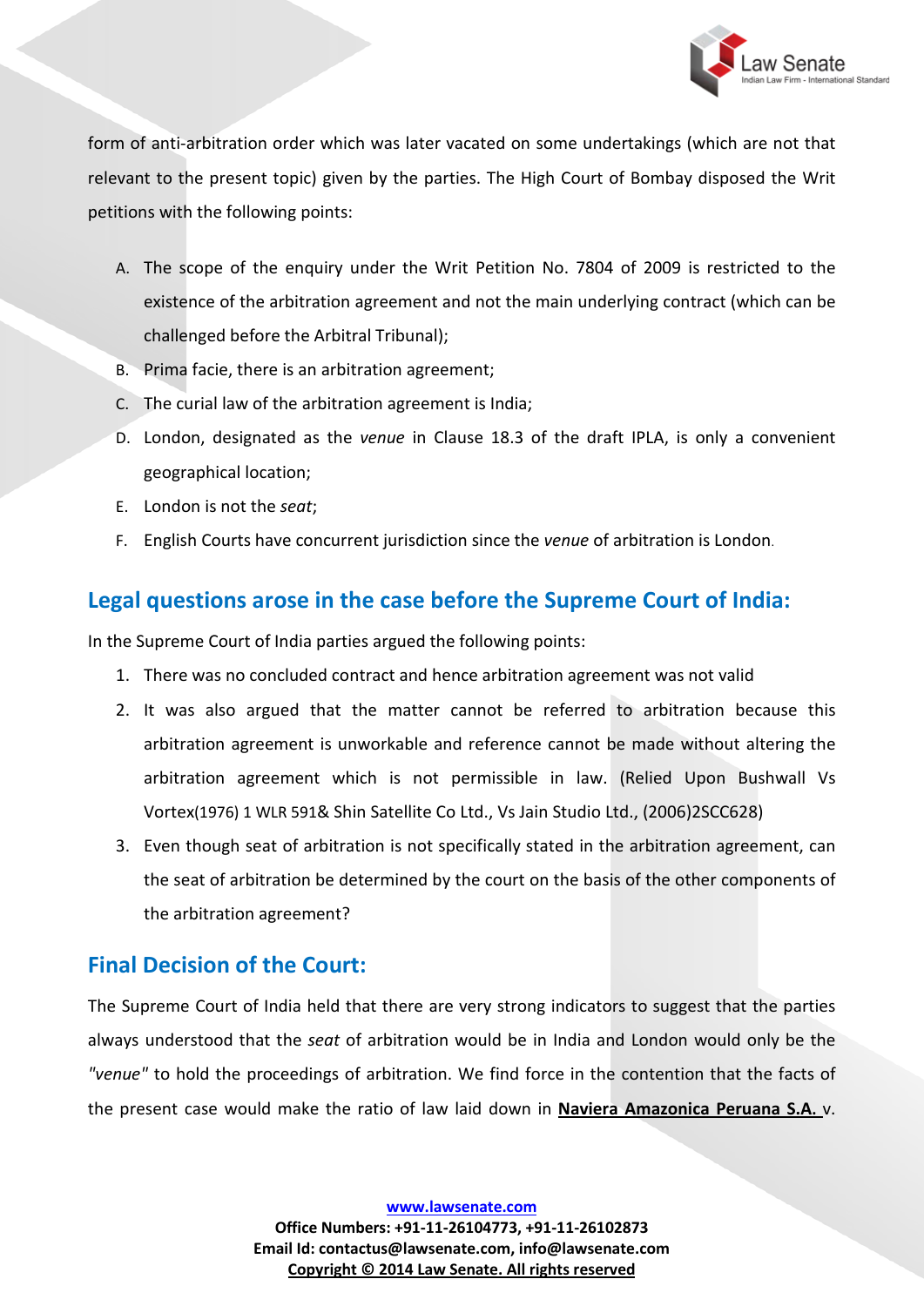form of anti-arbitration order which was later vacated on some undertakings (which are not that relevant to the present topic) given by the parties. The High Court of Bombay disposed the Writ petitions with the following points:

A. The scope of the enquiry under the Writ Petition No. 7804 of 2009 is restricted to the existence of the arbitration agreement and not the main underlying contract (which can be challenged before the Arbitral Tribunal);
B. Prima facie, there is an arbitration agreement;
C. The curial law of the arbitration agreement is India;
D. London, designated as the *venue* in Clause 18.3 of the draft IPLA, is only a convenient geographical location;
E. London is not the *seat*;
F. English Courts have concurrent jurisdiction since the *venue* of arbitration is London.

## Legal questions arose in the case before the Supreme Court of India:

In the Supreme Court of India parties argued the following points:

1. There was no concluded contract and hence arbitration agreement was not valid
2. It was also argued that the matter cannot be referred to arbitration because this arbitration agreement is unworkable and reference cannot be made without altering the arbitration agreement which is not permissible in law. (Relied Upon Bushwall Vs Vortex(1976) 1 WLR 591& Shin Satellite Co Ltd., Vs Jain Studio Ltd., (2006)2SCC628)
3. Even though seat of arbitration is not specifically stated in the arbitration agreement, can the seat of arbitration be determined by the court on the basis of the other components of the arbitration agreement?

## Final Decision of the Court:

The Supreme Court of India held that there are very strong indicators to suggest that the parties always understood that the *seat* of arbitration would be in India and London would only be the *"venue"* to hold the proceedings of arbitration. We find force in the contention that the facts of the present case would make the ratio of law laid down in **Naviera Amazonica Peruana S.A.** v.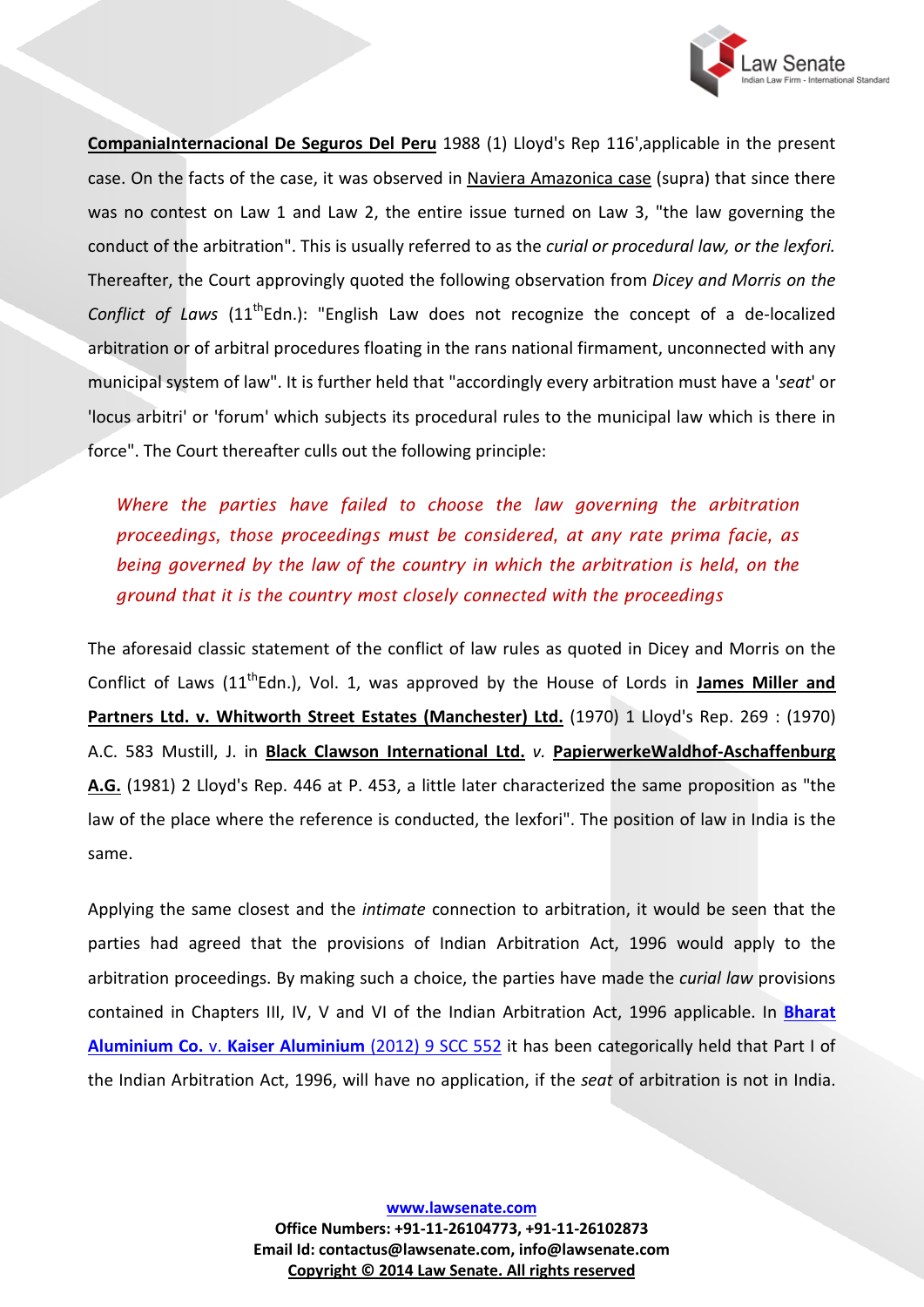**CompaniaInternacional De Seguros Del Peru** 1988 (1) Lloyd's Rep 116',applicable in the present case. On the facts of the case, it was observed in Naviera Amazonica case (supra) that since there was no contest on Law 1 and Law 2, the entire issue turned on Law 3, "the law governing the conduct of the arbitration". This is usually referred to as the *curial or procedural law, or the lexfori.* Thereafter, the Court approvingly quoted the following observation from *Dicey and Morris on the Conflict of Laws* (11th Edn.): "English Law does not recognize the concept of a de-localized arbitration or of arbitral procedures floating in the rans national firmament, unconnected with any municipal system of law". It is further held that "accordingly every arbitration must have a '*seat*' or 'locus arbitri' or 'forum' which subjects its procedural rules to the municipal law which is there in force". The Court thereafter culls out the following principle:

> *Where the parties have failed to choose the law governing the arbitration proceedings, those proceedings must be considered, at any rate prima facie, as being governed by the law of the country in which the arbitration is held, on the ground that it is the country most closely connected with the proceedings*

The aforesaid classic statement of the conflict of law rules as quoted in Dicey and Morris on the Conflict of Laws (11th Edn.), Vol. 1, was approved by the House of Lords in **James Miller and Partners Ltd. v. Whitworth Street Estates (Manchester) Ltd.** (1970) 1 Lloyd's Rep. 269 : (1970) A.C. 583 Mustill, J. in **Black Clawson International Ltd.** *v.* **PapierwerkeWaldhof-Aschaffenburg A.G.** (1981) 2 Lloyd's Rep. 446 at P. 453, a little later characterized the same proposition as "the law of the place where the reference is conducted, the lexfori". The position of law in India is the same.

Applying the same closest and the *intimate* connection to arbitration, it would be seen that the parties had agreed that the provisions of Indian Arbitration Act, 1996 would apply to the arbitration proceedings. By making such a choice, the parties have made the *curial law* provisions contained in Chapters III, IV, V and VI of the Indian Arbitration Act, 1996 applicable. In **Bharat Aluminium Co.** v. **Kaiser Aluminium** (2012) 9 SCC 552 it has been categorically held that Part I of the Indian Arbitration Act, 1996, will have no application, if the *seat* of arbitration is not in India.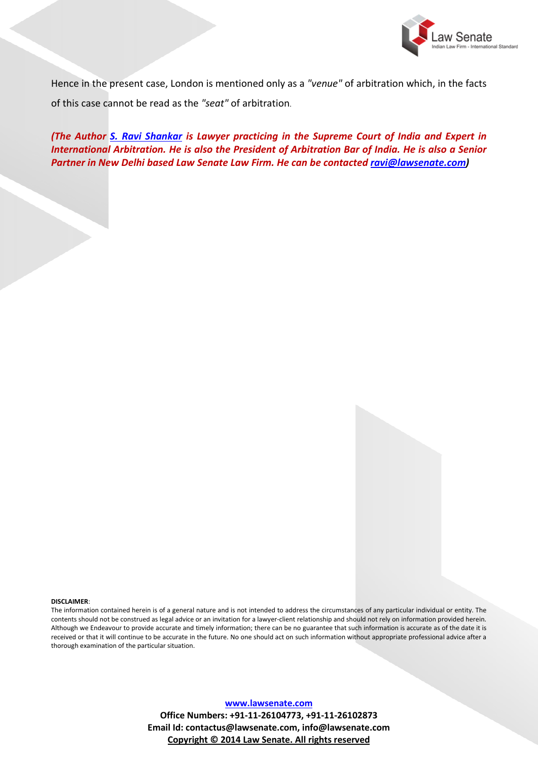Hence in the present case, London is mentioned only as a *"venue"* of arbitration which, in the facts of this case cannot be read as the *"seat"* of arbitration.

***(The Author [S. Ravi Shankar] is Lawyer practicing in the Supreme Court of India and Expert in International Arbitration. He is also the President of Arbitration Bar of India. He is also a Senior Partner in New Delhi based Law Senate Law Firm. He can be contacted ravi@lawsenate.com)***

**DISCLAIMER**:
The information contained herein is of a general nature and is not intended to address the circumstances of any particular individual or entity. The contents should not be construed as legal advice or an invitation for a lawyer-client relationship and should not rely on information provided herein. Although we Endeavour to provide accurate and timely information; there can be no guarantee that such information is accurate as of the date it is received or that it will continue to be accurate in the future. No one should act on such information without appropriate professional advice after a thorough examination of the particular situation.

**www.lawsenate.com**
**Office Numbers: +91-11-26104773, +91-11-26102873**
**Email Id: contactus@lawsenate.com, info@lawsenate.com**
**Copyright © 2014 Law Senate. All rights reserved**